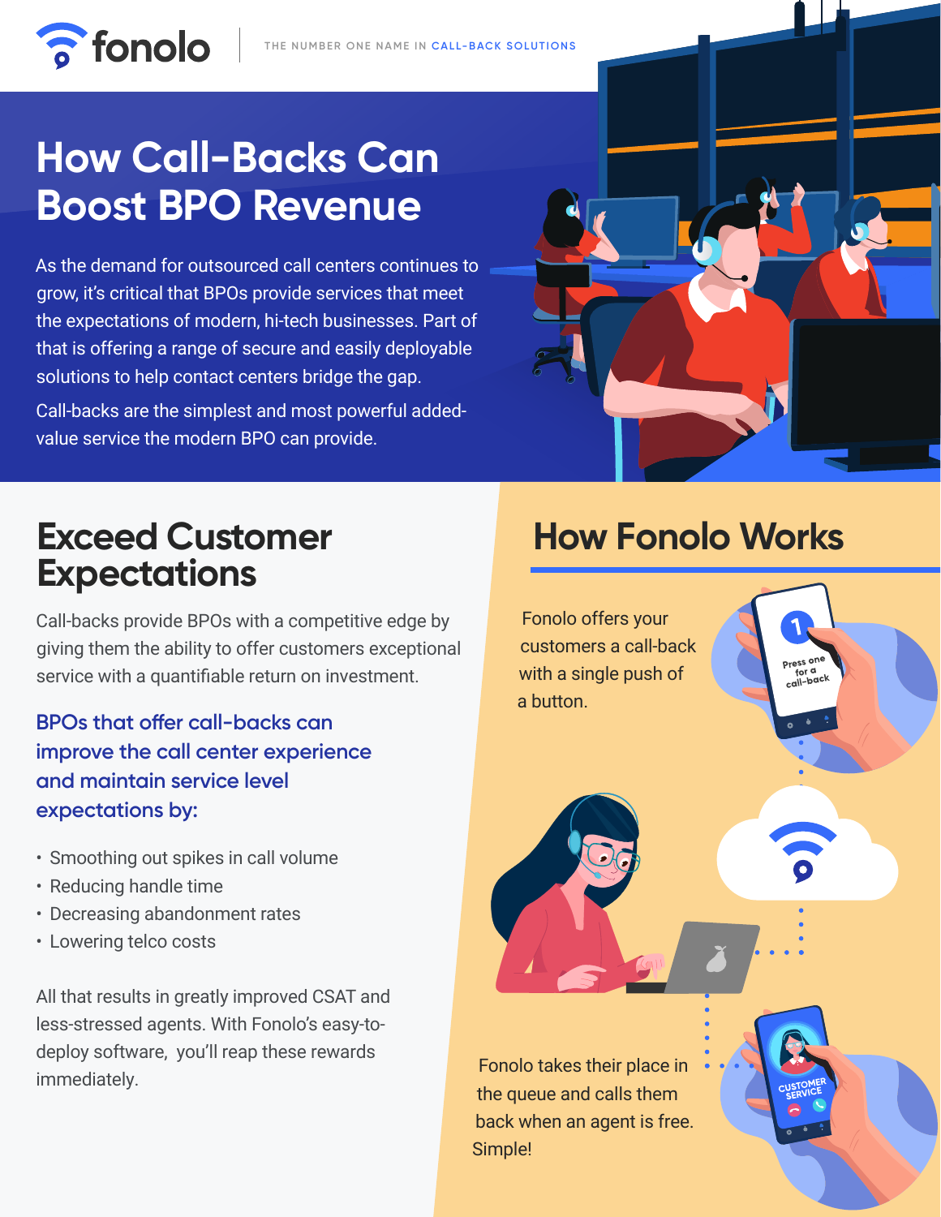fonolo | THE NUMBER ONE NAME IN CALL-BACK SOLUTIONS

# How Call-Backs Can Boost BPO Revenue

As the demand for outsourced call centers continues to grow, it's critical that BPOs provide services that meet the expectations of modern, hi-tech businesses. Part of that is offering a range of secure and easily deployable solutions to help contact centers bridge the gap.

Call-backs are the simplest and most powerful added-value service the modern BPO can provide.

## Exceed Customer Expectations

Call-backs provide BPOs with a competitive edge by giving them the ability to offer customers exceptional service with a quantifiable return on investment.

### BPOs that offer call-backs can improve the call center experience and maintain service level expectations by:

- Smoothing out spikes in call volume
- Reducing handle time
- Decreasing abandonment rates
- Lowering telco costs

All that results in greatly improved CSAT and less-stressed agents. With Fonolo's easy-to-deploy software, you'll reap these rewards immediately.

## How Fonolo Works

Fonolo offers your customers a call-back with a single push of a button.

Press one for a call-back

Fonolo takes their place in the queue and calls them back when an agent is free. Simple!

CUSTOMER SERVICE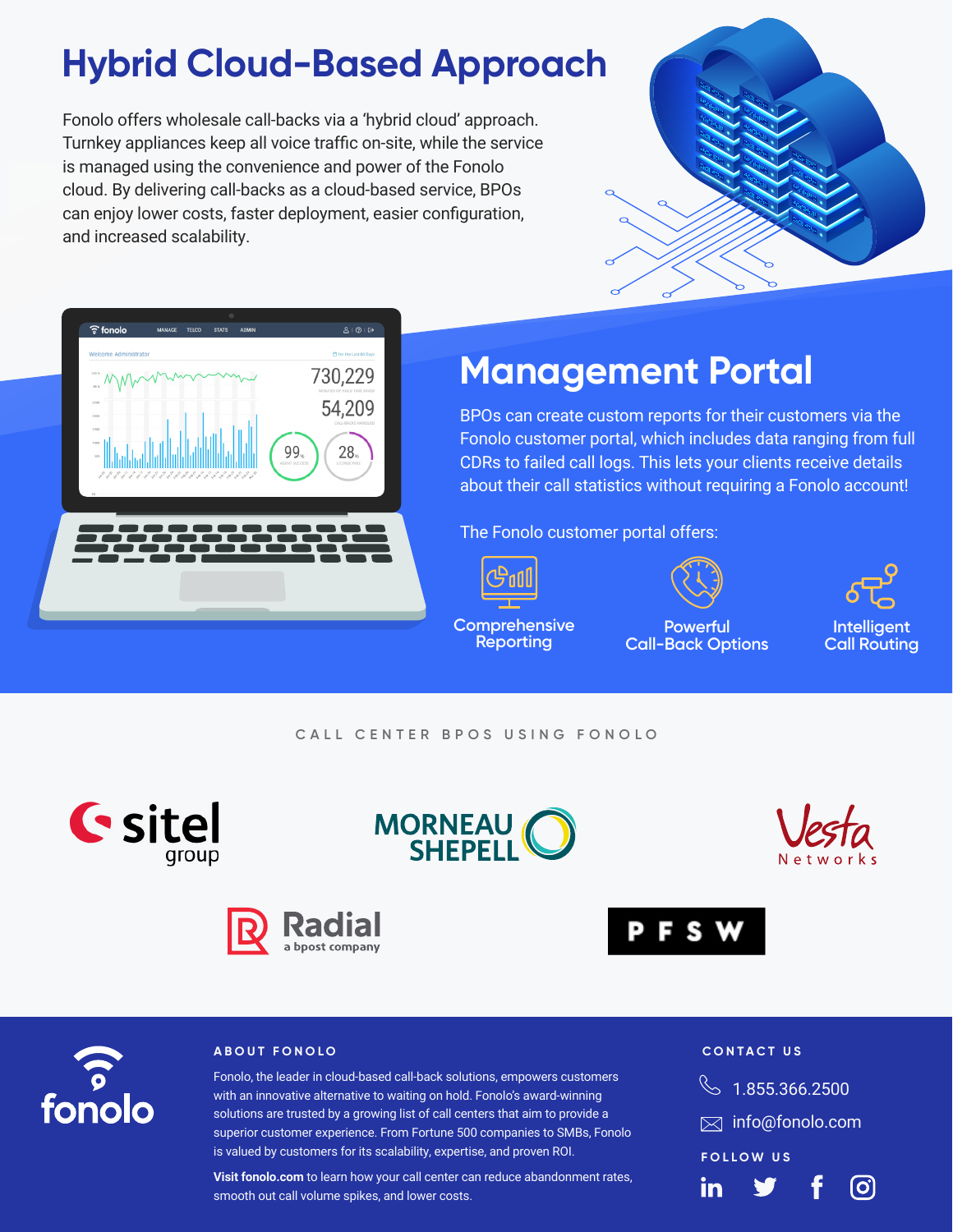# Hybrid Cloud-Based Approach

Fonolo offers wholesale call-backs via a 'hybrid cloud' approach. Turnkey appliances keep all voice traffic on-site, while the service is managed using the convenience and power of the Fonolo cloud. By delivering call-backs as a cloud-based service, BPOs can enjoy lower costs, faster deployment, easier configuration, and increased scalability.

# Management Portal

BPOs can create custom reports for their customers via the Fonolo customer portal, which includes data ranging from full CDRs to failed call logs. This lets your clients receive details about their call statistics without requiring a Fonolo account!

The Fonolo customer portal offers:

- Comprehensive Reporting
- Powerful Call-Back Options
- Intelligent Call Routing

## CALL CENTER BPOS USING FONOLO

sitel group

MORNEAU SHEPELL

Vesta Networks

Radial a bpost company

PFSW

## ABOUT FONOLO

Fonolo, the leader in cloud-based call-back solutions, empowers customers with an innovative alternative to waiting on hold. Fonolo's award-winning solutions are trusted by a growing list of call centers that aim to provide a superior customer experience. From Fortune 500 companies to SMBs, Fonolo is valued by customers for its scalability, expertise, and proven ROI.

**Visit fonolo.com** to learn how your call center can reduce abandonment rates, smooth out call volume spikes, and lower costs.

## CONTACT US

1.855.366.2500

info@fonolo.com

## FOLLOW US